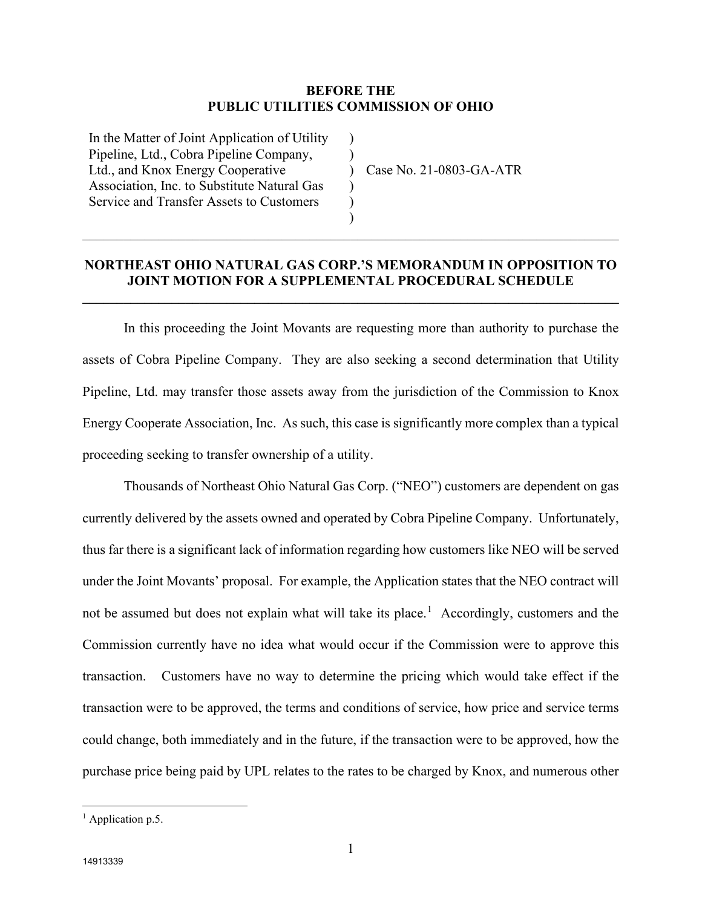**BEFORE THE**
**PUBLIC UTILITIES COMMISSION OF OHIO**

| | | |
|---|---|---|
| In the Matter of Joint Application of Utility Pipeline, Ltd., Cobra Pipeline Company, Ltd., and Knox Energy Cooperative Association, Inc. to Substitute Natural Gas Service and Transfer Assets to Customers | ) ) ) ) ) ) | Case No. 21-0803-GA-ATR |

---

## NORTHEAST OHIO NATURAL GAS CORP.'S MEMORANDUM IN OPPOSITION TO JOINT MOTION FOR A SUPPLEMENTAL PROCEDURAL SCHEDULE

---

In this proceeding the Joint Movants are requesting more than authority to purchase the assets of Cobra Pipeline Company. They are also seeking a second determination that Utility Pipeline, Ltd. may transfer those assets away from the jurisdiction of the Commission to Knox Energy Cooperate Association, Inc. As such, this case is significantly more complex than a typical proceeding seeking to transfer ownership of a utility.

Thousands of Northeast Ohio Natural Gas Corp. ("NEO") customers are dependent on gas currently delivered by the assets owned and operated by Cobra Pipeline Company. Unfortunately, thus far there is a significant lack of information regarding how customers like NEO will be served under the Joint Movants' proposal. For example, the Application states that the NEO contract will not be assumed but does not explain what will take its place.[1] Accordingly, customers and the Commission currently have no idea what would occur if the Commission were to approve this transaction. Customers have no way to determine the pricing which would take effect if the transaction were to be approved, the terms and conditions of service, how price and service terms could change, both immediately and in the future, if the transaction were to be approved, how the purchase price being paid by UPL relates to the rates to be charged by Knox, and numerous other

[1] Application p.5.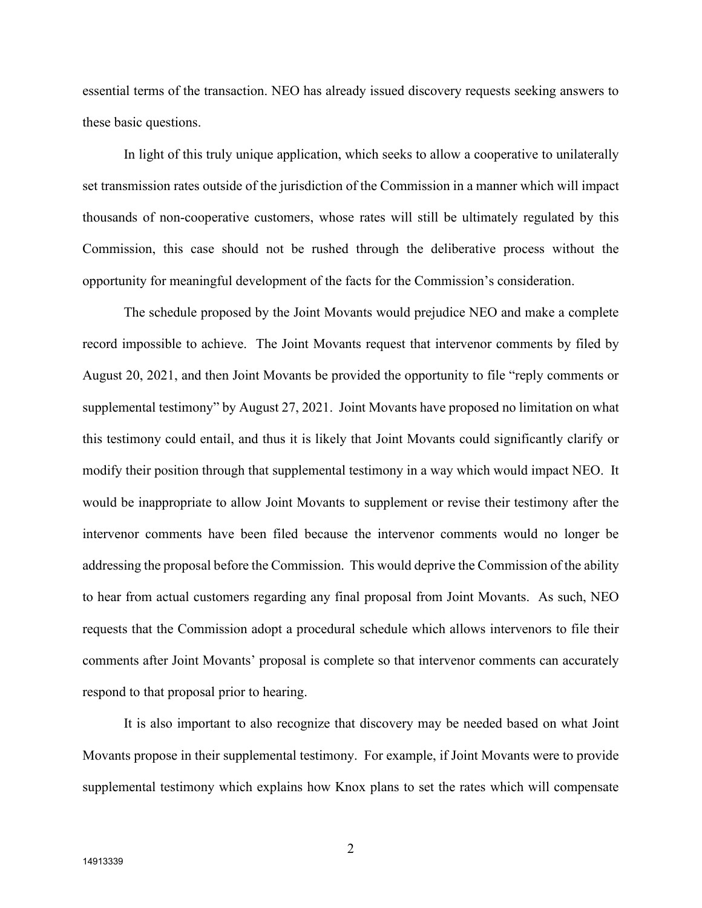essential terms of the transaction. NEO has already issued discovery requests seeking answers to these basic questions.

In light of this truly unique application, which seeks to allow a cooperative to unilaterally set transmission rates outside of the jurisdiction of the Commission in a manner which will impact thousands of non-cooperative customers, whose rates will still be ultimately regulated by this Commission, this case should not be rushed through the deliberative process without the opportunity for meaningful development of the facts for the Commission's consideration.

The schedule proposed by the Joint Movants would prejudice NEO and make a complete record impossible to achieve. The Joint Movants request that intervenor comments by filed by August 20, 2021, and then Joint Movants be provided the opportunity to file "reply comments or supplemental testimony" by August 27, 2021. Joint Movants have proposed no limitation on what this testimony could entail, and thus it is likely that Joint Movants could significantly clarify or modify their position through that supplemental testimony in a way which would impact NEO. It would be inappropriate to allow Joint Movants to supplement or revise their testimony after the intervenor comments have been filed because the intervenor comments would no longer be addressing the proposal before the Commission. This would deprive the Commission of the ability to hear from actual customers regarding any final proposal from Joint Movants. As such, NEO requests that the Commission adopt a procedural schedule which allows intervenors to file their comments after Joint Movants' proposal is complete so that intervenor comments can accurately respond to that proposal prior to hearing.

It is also important to also recognize that discovery may be needed based on what Joint Movants propose in their supplemental testimony. For example, if Joint Movants were to provide supplemental testimony which explains how Knox plans to set the rates which will compensate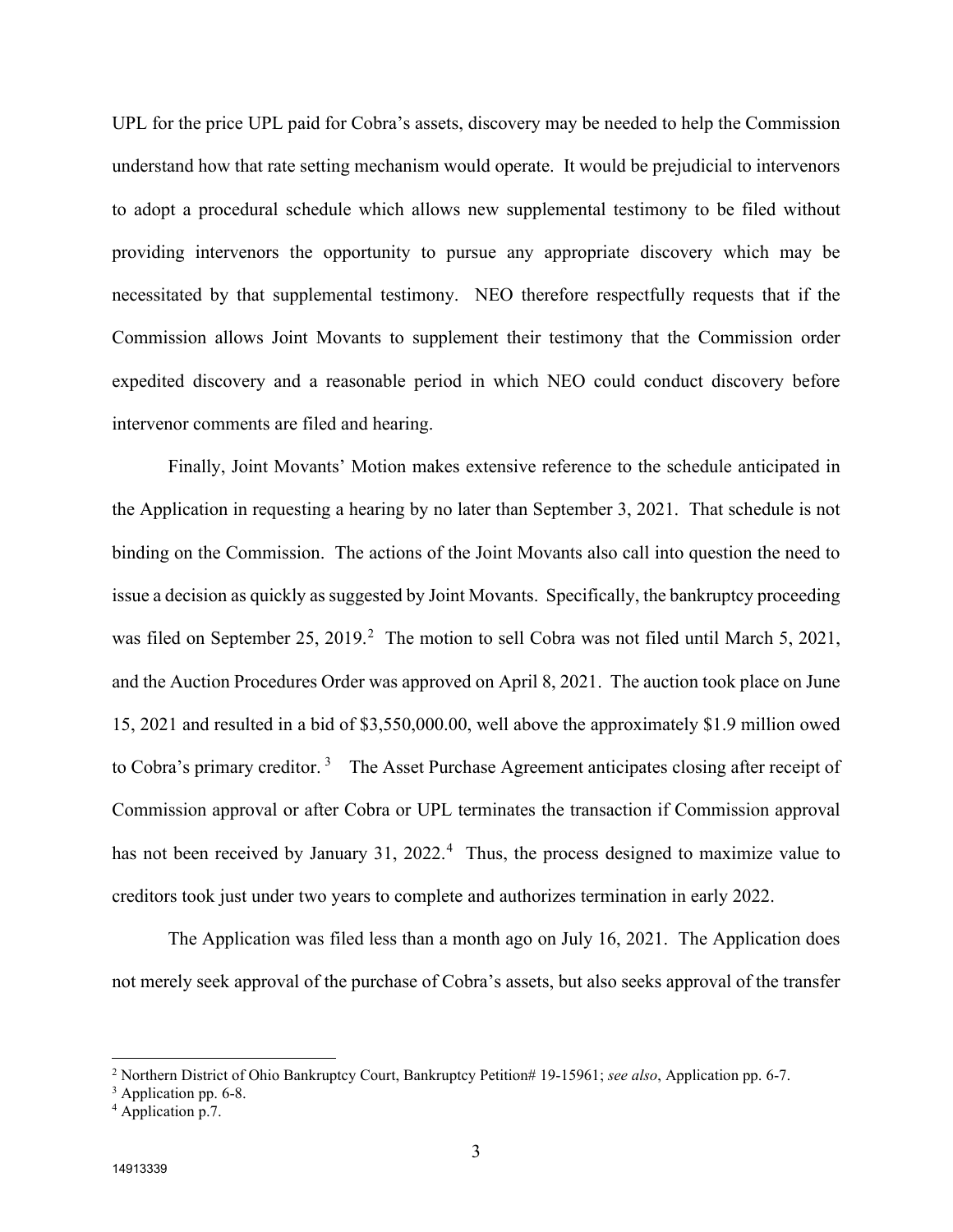UPL for the price UPL paid for Cobra's assets, discovery may be needed to help the Commission understand how that rate setting mechanism would operate. It would be prejudicial to intervenors to adopt a procedural schedule which allows new supplemental testimony to be filed without providing intervenors the opportunity to pursue any appropriate discovery which may be necessitated by that supplemental testimony. NEO therefore respectfully requests that if the Commission allows Joint Movants to supplement their testimony that the Commission order expedited discovery and a reasonable period in which NEO could conduct discovery before intervenor comments are filed and hearing.

Finally, Joint Movants' Motion makes extensive reference to the schedule anticipated in the Application in requesting a hearing by no later than September 3, 2021. That schedule is not binding on the Commission. The actions of the Joint Movants also call into question the need to issue a decision as quickly as suggested by Joint Movants. Specifically, the bankruptcy proceeding was filed on September 25, 2019.[2] The motion to sell Cobra was not filed until March 5, 2021, and the Auction Procedures Order was approved on April 8, 2021. The auction took place on June 15, 2021 and resulted in a bid of $3,550,000.00, well above the approximately $1.9 million owed to Cobra's primary creditor.[3] The Asset Purchase Agreement anticipates closing after receipt of Commission approval or after Cobra or UPL terminates the transaction if Commission approval has not been received by January 31, 2022.[4] Thus, the process designed to maximize value to creditors took just under two years to complete and authorizes termination in early 2022.

The Application was filed less than a month ago on July 16, 2021. The Application does not merely seek approval of the purchase of Cobra's assets, but also seeks approval of the transfer

[2] Northern District of Ohio Bankruptcy Court, Bankruptcy Petition# 19-15961; *see also*, Application pp. 6-7.

[3] Application pp. 6-8.

[4] Application p.7.

14913339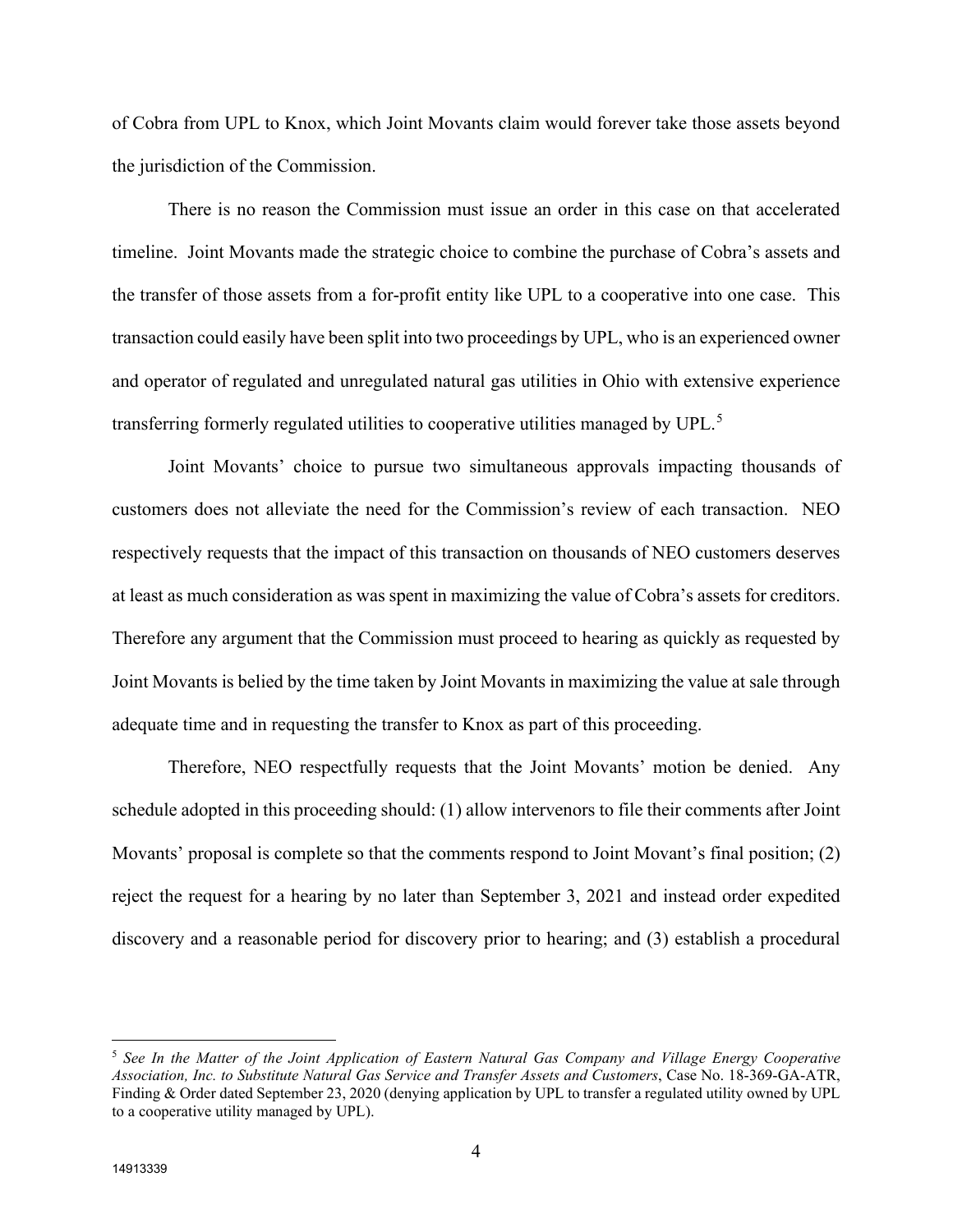of Cobra from UPL to Knox, which Joint Movants claim would forever take those assets beyond the jurisdiction of the Commission.

There is no reason the Commission must issue an order in this case on that accelerated timeline. Joint Movants made the strategic choice to combine the purchase of Cobra's assets and the transfer of those assets from a for-profit entity like UPL to a cooperative into one case. This transaction could easily have been split into two proceedings by UPL, who is an experienced owner and operator of regulated and unregulated natural gas utilities in Ohio with extensive experience transferring formerly regulated utilities to cooperative utilities managed by UPL.[5]

Joint Movants' choice to pursue two simultaneous approvals impacting thousands of customers does not alleviate the need for the Commission's review of each transaction. NEO respectively requests that the impact of this transaction on thousands of NEO customers deserves at least as much consideration as was spent in maximizing the value of Cobra's assets for creditors. Therefore any argument that the Commission must proceed to hearing as quickly as requested by Joint Movants is belied by the time taken by Joint Movants in maximizing the value at sale through adequate time and in requesting the transfer to Knox as part of this proceeding.

Therefore, NEO respectfully requests that the Joint Movants' motion be denied. Any schedule adopted in this proceeding should: (1) allow intervenors to file their comments after Joint Movants' proposal is complete so that the comments respond to Joint Movant's final position; (2) reject the request for a hearing by no later than September 3, 2021 and instead order expedited discovery and a reasonable period for discovery prior to hearing; and (3) establish a procedural

[5] *See In the Matter of the Joint Application of Eastern Natural Gas Company and Village Energy Cooperative Association, Inc. to Substitute Natural Gas Service and Transfer Assets and Customers*, Case No. 18-369-GA-ATR, Finding & Order dated September 23, 2020 (denying application by UPL to transfer a regulated utility owned by UPL to a cooperative utility managed by UPL).

14913339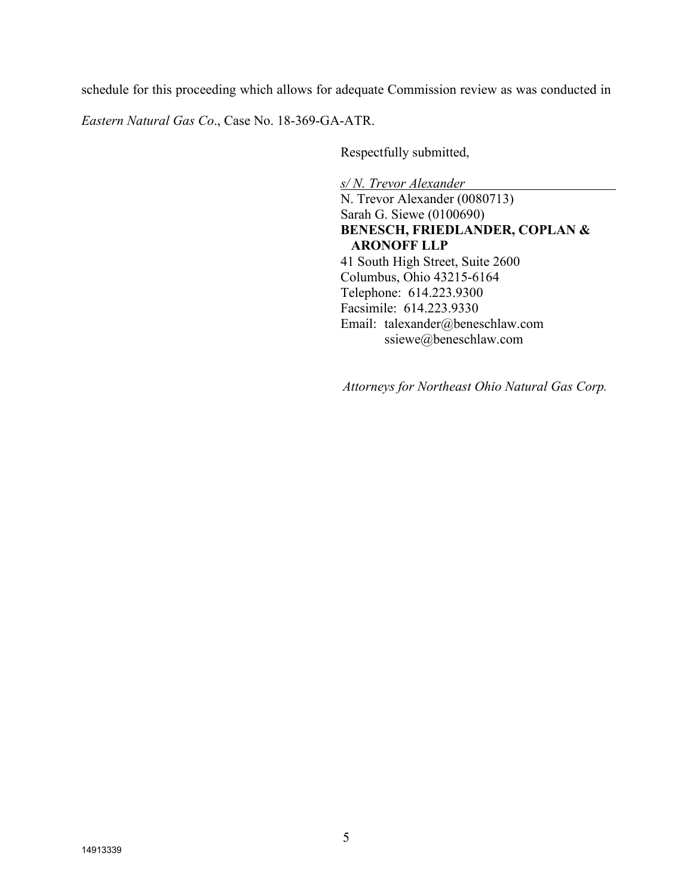schedule for this proceeding which allows for adequate Commission review as was conducted in *Eastern Natural Gas Co*., Case No. 18-369-GA-ATR.

Respectfully submitted,

*s/ N. Trevor Alexander*
N. Trevor Alexander (0080713)
Sarah G. Siewe (0100690)
**BENESCH, FRIEDLANDER, COPLAN & ARONOFF LLP**
41 South High Street, Suite 2600
Columbus, Ohio 43215-6164
Telephone: 614.223.9300
Facsimile: 614.223.9330
Email: talexander@beneschlaw.com
ssiewe@beneschlaw.com

*Attorneys for Northeast Ohio Natural Gas Corp.*

14913339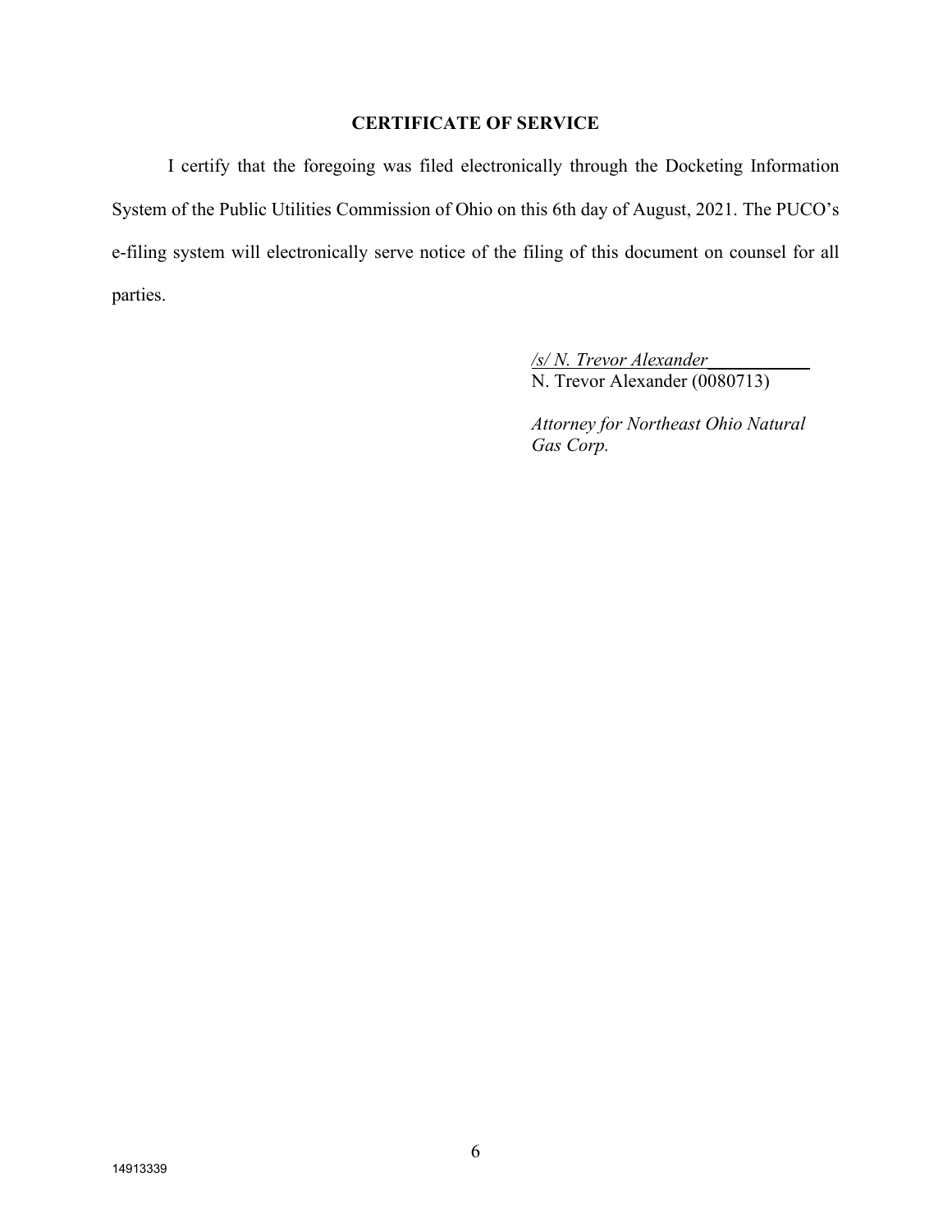## CERTIFICATE OF SERVICE

I certify that the foregoing was filed electronically through the Docketing Information System of the Public Utilities Commission of Ohio on this 6th day of August, 2021. The PUCO's e-filing system will electronically serve notice of the filing of this document on counsel for all parties.

*/s/ N. Trevor Alexander*
N. Trevor Alexander (0080713)

*Attorney for Northeast Ohio Natural Gas Corp.*

14913339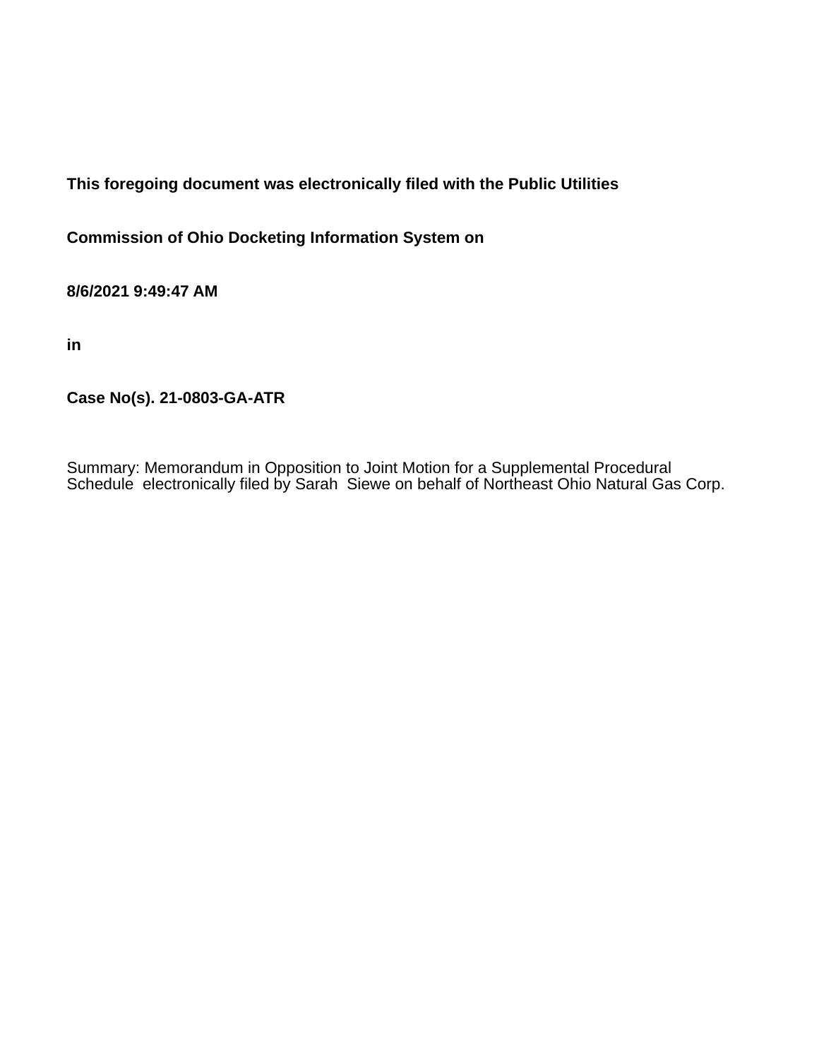**This foregoing document was electronically filed with the Public Utilities**

**Commission of Ohio Docketing Information System on**

**8/6/2021 9:49:47 AM**

**in**

**Case No(s). 21-0803-GA-ATR**

Summary: Memorandum in Opposition to Joint Motion for a Supplemental Procedural Schedule electronically filed by Sarah Siewe on behalf of Northeast Ohio Natural Gas Corp.